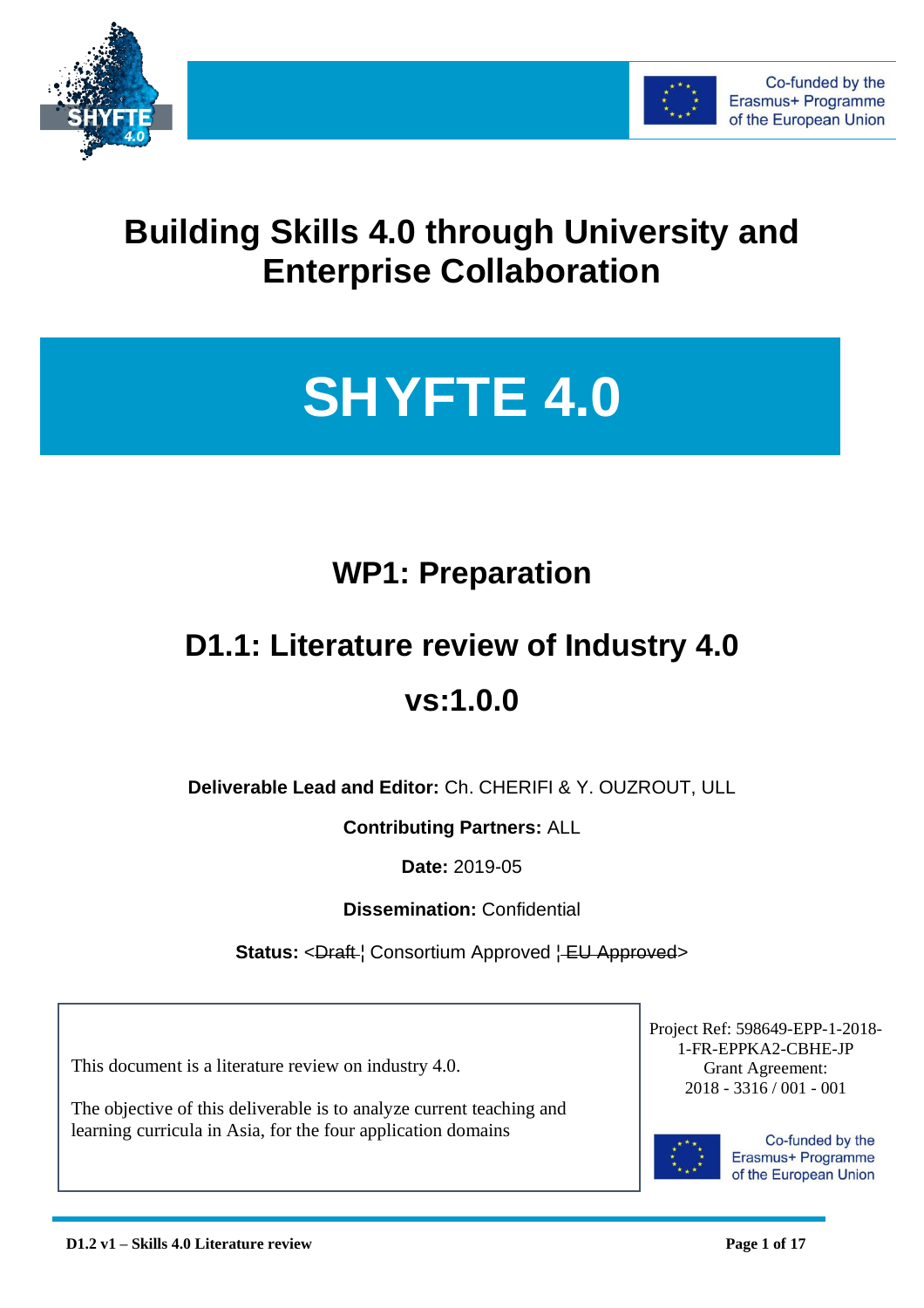Co-funded by the Erasmus+ Programme of the European Union

# Building Skills 4.0 through University and Enterprise Collaboration

# SHYFTE 4.0

## WP1: Preparation

## D1.1: Literature review of Industry 4.0

## vs:1.0.0

**Deliverable Lead and Editor:** Ch. CHERIFI & Y. OUZROUT, ULL

**Contributing Partners:** ALL

**Date:** 2019-05

**Dissemination:** Confidential

**Status:** <~~Draft~~ ¦ Consortium Approved ¦ ~~EU Approved~~>

This document is a literature review on industry 4.0.

The objective of this deliverable is to analyze current teaching and learning curricula in Asia, for the four application domains

Project Ref: 598649-EPP-1-2018-1-FR-EPPKA2-CBHE-JP
Grant Agreement: 2018 - 3316 / 001 - 001

Co-funded by the Erasmus+ Programme of the European Union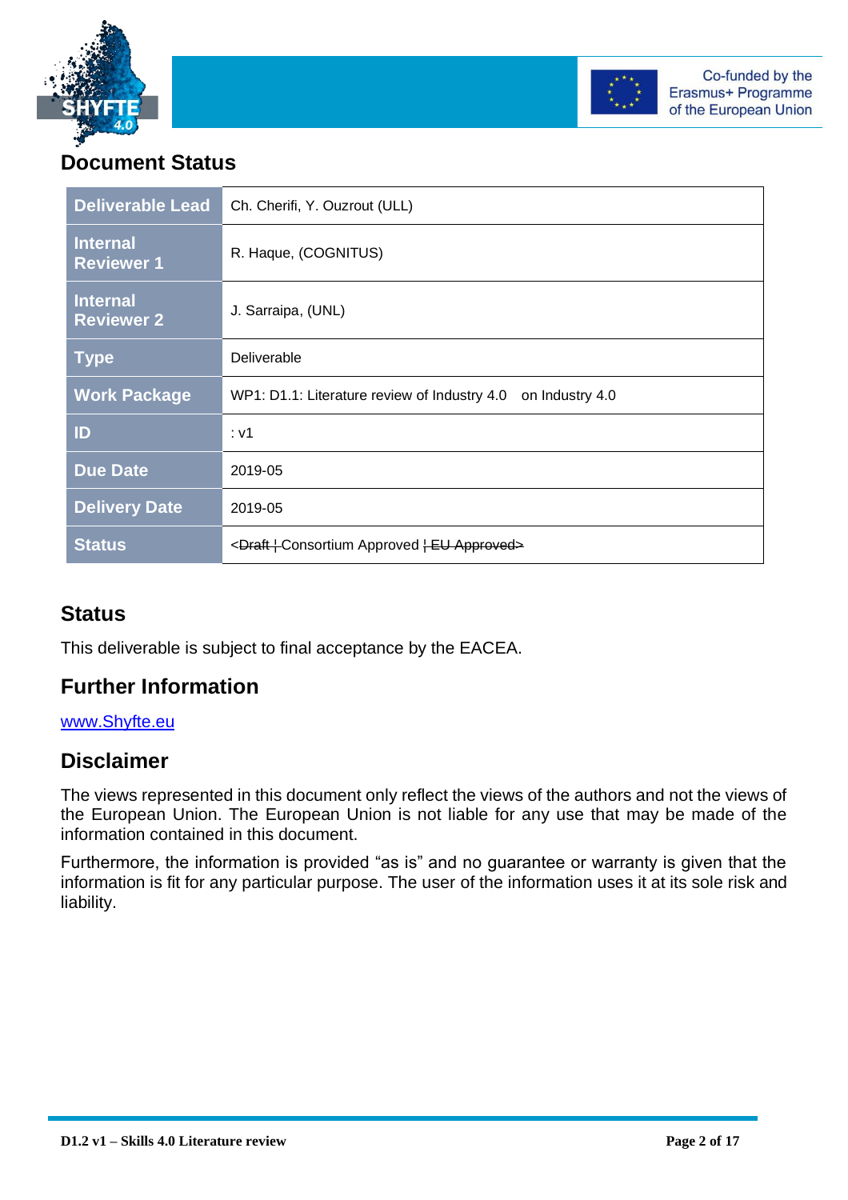# Document Status

| Deliverable Lead | Ch. Cherifi, Y. Ouzrout (ULL) |
|---|---|
| Internal Reviewer 1 | R. Haque, (COGNITUS) |
| Internal Reviewer 2 | J. Sarraipa, (UNL) |
| Type | Deliverable |
| Work Package | WP1: D1.1: Literature review of Industry 4.0 on Industry 4.0 |
| ID | : v1 |
| Due Date | 2019-05 |
| Delivery Date | 2019-05 |
| Status | <~~Draft ¦~~ Consortium Approved ~~¦ EU Approved>~~ |

## Status

This deliverable is subject to final acceptance by the EACEA.

## Further Information

www.Shyfte.eu

## Disclaimer

The views represented in this document only reflect the views of the authors and not the views of the European Union. The European Union is not liable for any use that may be made of the information contained in this document.

Furthermore, the information is provided "as is" and no guarantee or warranty is given that the information is fit for any particular purpose. The user of the information uses it at its sole risk and liability.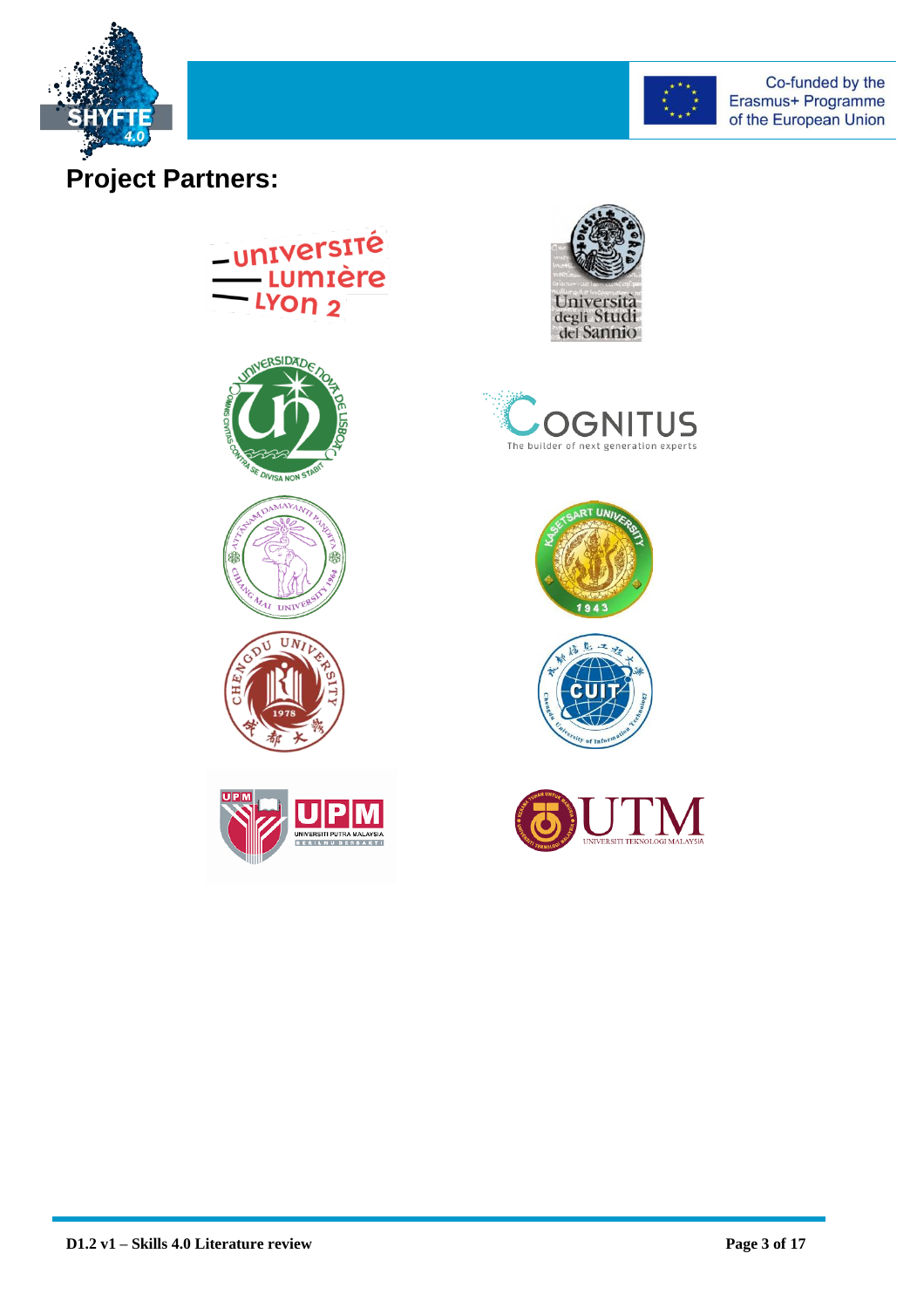## Project Partners: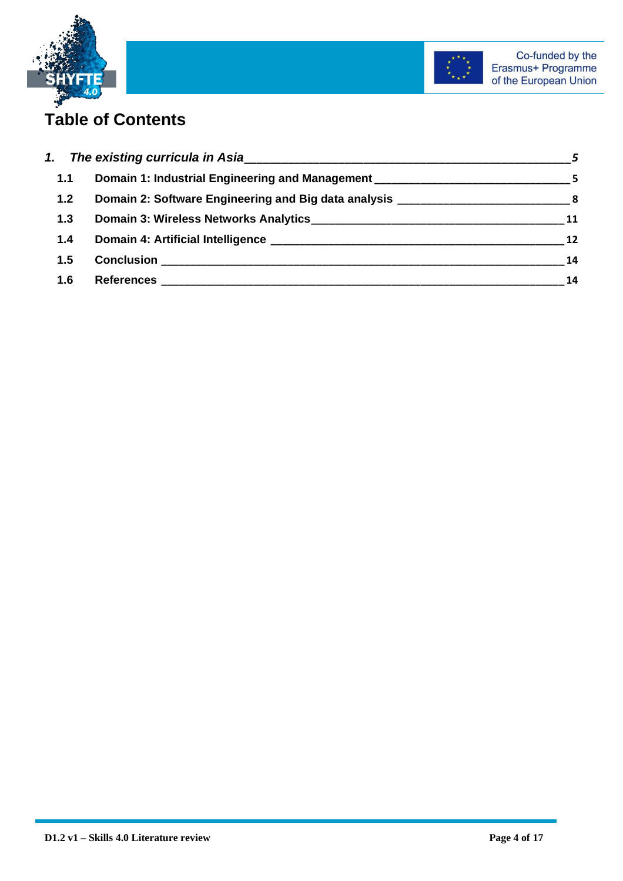# Table of Contents

*1. The existing curricula in Asia* — *5*

- **1.1 Domain 1: Industrial Engineering and Management** — 5
- **1.2 Domain 2: Software Engineering and Big data analysis** — 8
- **1.3 Domain 3: Wireless Networks Analytics** — 11
- **1.4 Domain 4: Artificial Intelligence** — 12
- **1.5 Conclusion** — 14
- **1.6 References** — 14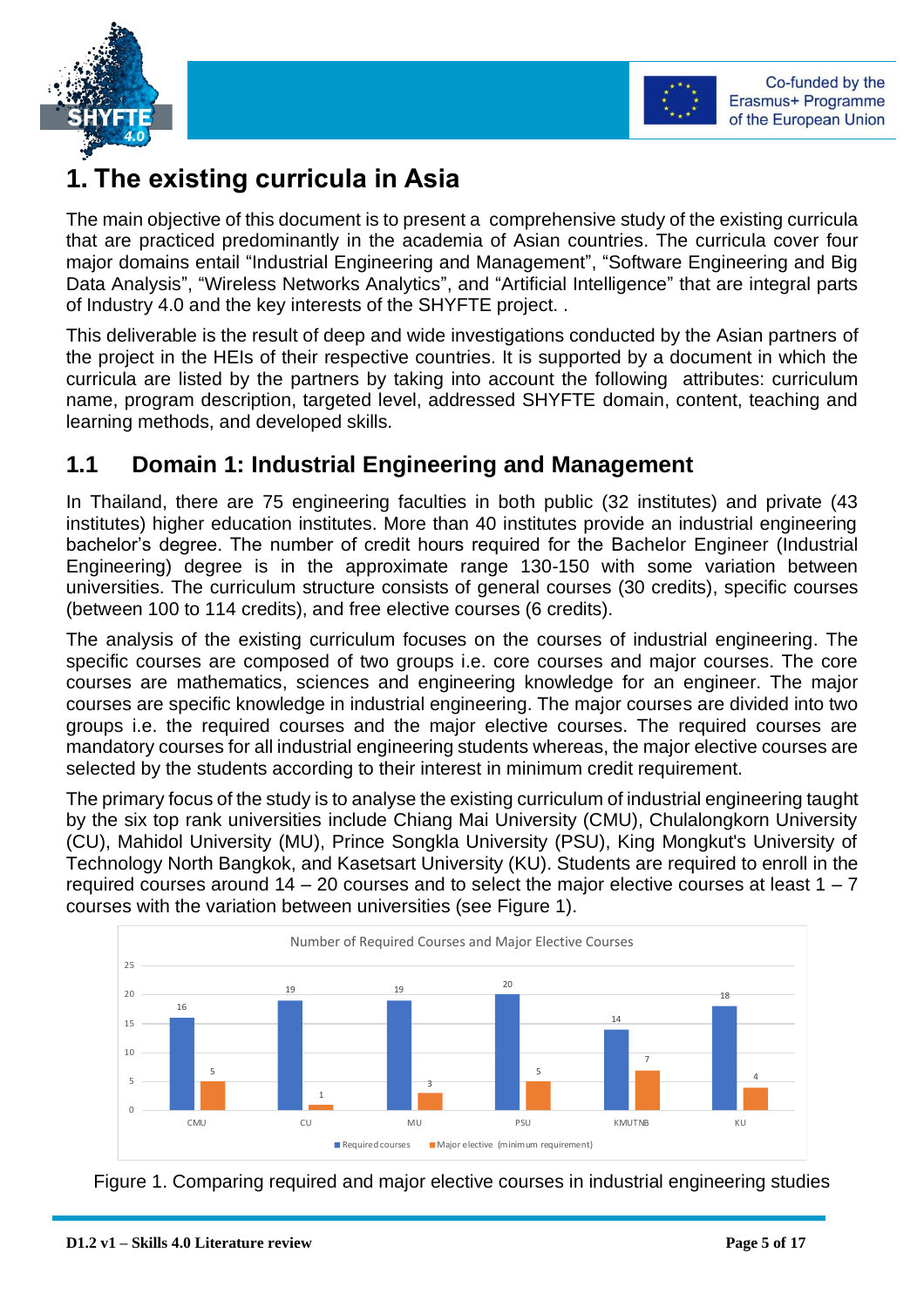# 1. The existing curricula in Asia

The main objective of this document is to present a comprehensive study of the existing curricula that are practiced predominantly in the academia of Asian countries. The curricula cover four major domains entail “Industrial Engineering and Management”, “Software Engineering and Big Data Analysis”, “Wireless Networks Analytics”, and “Artificial Intelligence” that are integral parts of Industry 4.0 and the key interests of the SHYFTE project. .

This deliverable is the result of deep and wide investigations conducted by the Asian partners of the project in the HEIs of their respective countries. It is supported by a document in which the curricula are listed by the partners by taking into account the following attributes: curriculum name, program description, targeted level, addressed SHYFTE domain, content, teaching and learning methods, and developed skills.

## 1.1 Domain 1: Industrial Engineering and Management

In Thailand, there are 75 engineering faculties in both public (32 institutes) and private (43 institutes) higher education institutes. More than 40 institutes provide an industrial engineering bachelor’s degree. The number of credit hours required for the Bachelor Engineer (Industrial Engineering) degree is in the approximate range 130-150 with some variation between universities. The curriculum structure consists of general courses (30 credits), specific courses (between 100 to 114 credits), and free elective courses (6 credits).

The analysis of the existing curriculum focuses on the courses of industrial engineering. The specific courses are composed of two groups i.e. core courses and major courses. The core courses are mathematics, sciences and engineering knowledge for an engineer. The major courses are specific knowledge in industrial engineering. The major courses are divided into two groups i.e. the required courses and the major elective courses. The required courses are mandatory courses for all industrial engineering students whereas, the major elective courses are selected by the students according to their interest in minimum credit requirement.

The primary focus of the study is to analyse the existing curriculum of industrial engineering taught by the six top rank universities include Chiang Mai University (CMU), Chulalongkorn University (CU), Mahidol University (MU), Prince Songkla University (PSU), King Mongkut's University of Technology North Bangkok, and Kasetsart University (KU). Students are required to enroll in the required courses around 14 – 20 courses and to select the major elective courses at least 1 – 7 courses with the variation between universities (see Figure 1).

Number of Required Courses and Major Elective Courses

| | CMU | CU | MU | PSU | KMUTNB | KU |
|---|---|---|---|---|---|---|
| Required courses | 16 | 19 | 19 | 20 | 14 | 18 |
| Major elective (minimum requirement) | 5 | 1 | 3 | 5 | 7 | 4 |

Figure 1. Comparing required and major elective courses in industrial engineering studies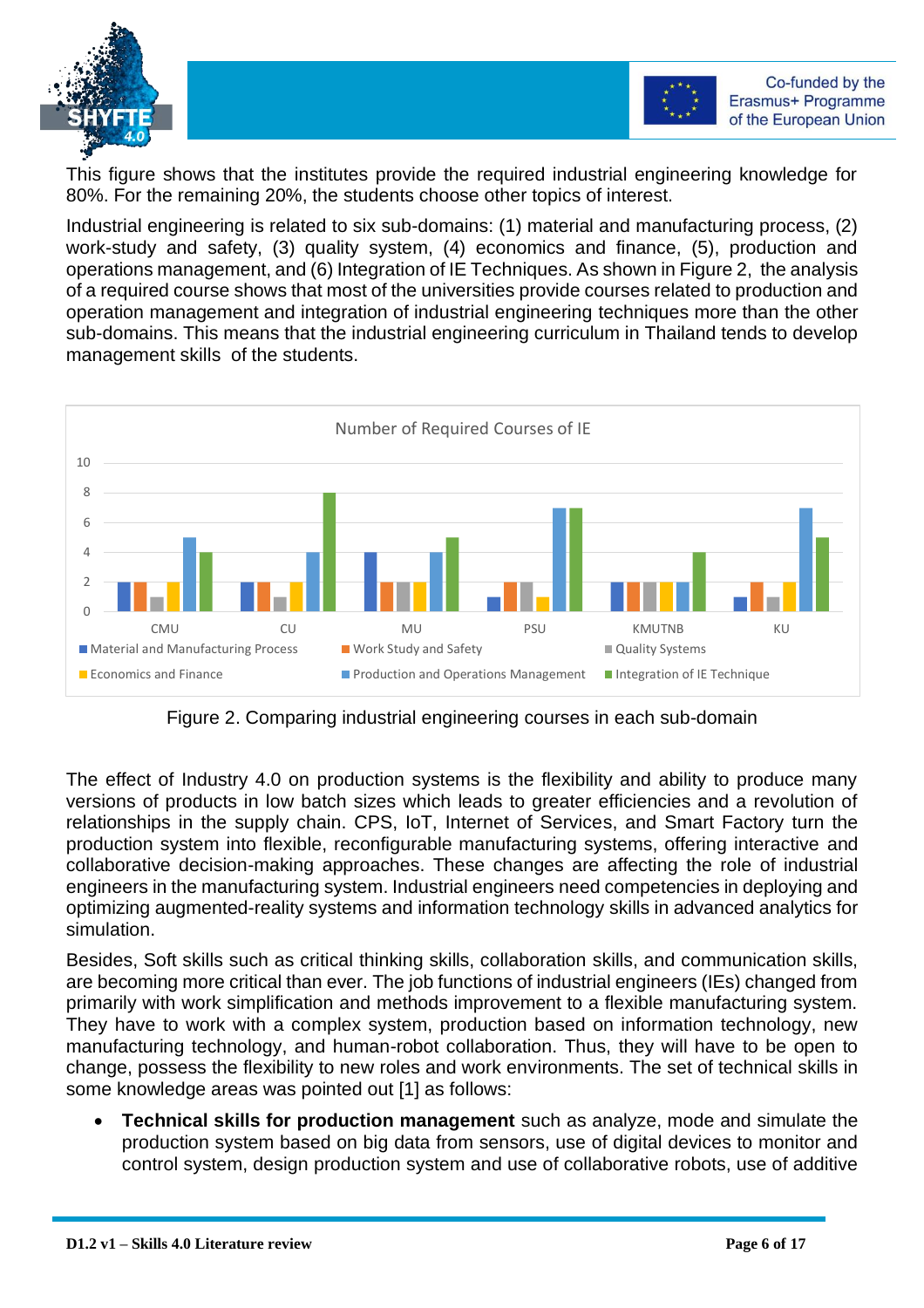This figure shows that the institutes provide the required industrial engineering knowledge for 80%. For the remaining 20%, the students choose other topics of interest.

Industrial engineering is related to six sub-domains: (1) material and manufacturing process, (2) work-study and safety, (3) quality system, (4) economics and finance, (5), production and operations management, and (6) Integration of IE Techniques. As shown in Figure 2, the analysis of a required course shows that most of the universities provide courses related to production and operation management and integration of industrial engineering techniques more than the other sub-domains. This means that the industrial engineering curriculum in Thailand tends to develop management skills of the students.

Figure 2. Comparing industrial engineering courses in each sub-domain

The effect of Industry 4.0 on production systems is the flexibility and ability to produce many versions of products in low batch sizes which leads to greater efficiencies and a revolution of relationships in the supply chain. CPS, IoT, Internet of Services, and Smart Factory turn the production system into flexible, reconfigurable manufacturing systems, offering interactive and collaborative decision-making approaches. These changes are affecting the role of industrial engineers in the manufacturing system. Industrial engineers need competencies in deploying and optimizing augmented-reality systems and information technology skills in advanced analytics for simulation.

Besides, Soft skills such as critical thinking skills, collaboration skills, and communication skills, are becoming more critical than ever. The job functions of industrial engineers (IEs) changed from primarily with work simplification and methods improvement to a flexible manufacturing system. They have to work with a complex system, production based on information technology, new manufacturing technology, and human-robot collaboration. Thus, they will have to be open to change, possess the flexibility to new roles and work environments. The set of technical skills in some knowledge areas was pointed out [1] as follows:

- **Technical skills for production management** such as analyze, mode and simulate the production system based on big data from sensors, use of digital devices to monitor and control system, design production system and use of collaborative robots, use of additive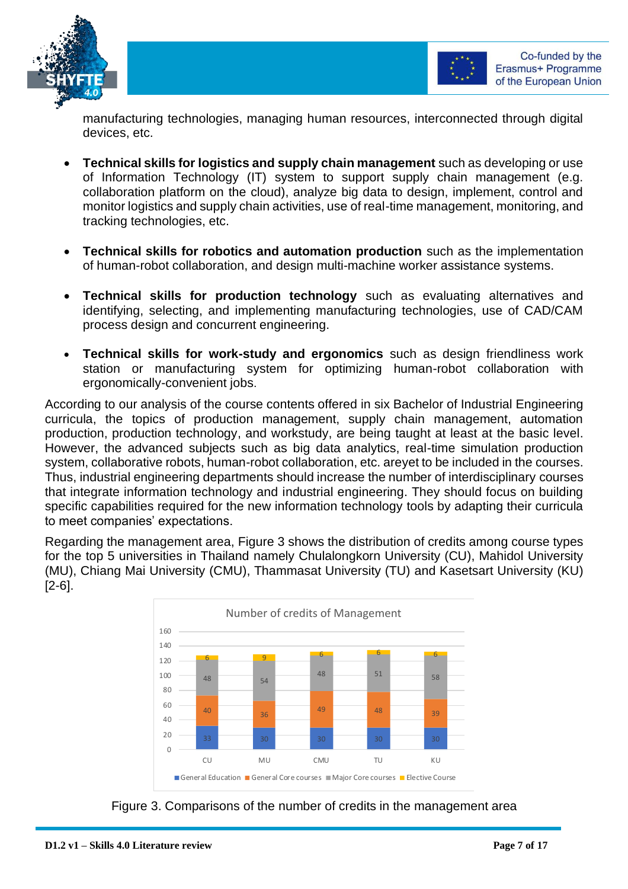manufacturing technologies, managing human resources, interconnected through digital devices, etc.

- **Technical skills for logistics and supply chain management** such as developing or use of Information Technology (IT) system to support supply chain management (e.g. collaboration platform on the cloud), analyze big data to design, implement, control and monitor logistics and supply chain activities, use of real-time management, monitoring, and tracking technologies, etc.

- **Technical skills for robotics and automation production** such as the implementation of human-robot collaboration, and design multi-machine worker assistance systems.

- **Technical skills for production technology** such as evaluating alternatives and identifying, selecting, and implementing manufacturing technologies, use of CAD/CAM process design and concurrent engineering.

- **Technical skills for work-study and ergonomics** such as design friendliness work station or manufacturing system for optimizing human-robot collaboration with ergonomically-convenient jobs.

According to our analysis of the course contents offered in six Bachelor of Industrial Engineering curricula, the topics of production management, supply chain management, automation production, production technology, and workstudy, are being taught at least at the basic level. However, the advanced subjects such as big data analytics, real-time simulation production system, collaborative robots, human-robot collaboration, etc. areyet to be included in the courses. Thus, industrial engineering departments should increase the number of interdisciplinary courses that integrate information technology and industrial engineering. They should focus on building specific capabilities required for the new information technology tools by adapting their curricula to meet companies' expectations.

Regarding the management area, Figure 3 shows the distribution of credits among course types for the top 5 universities in Thailand namely Chulalongkorn University (CU), Mahidol University (MU), Chiang Mai University (CMU), Thammasat University (TU) and Kasetsart University (KU) [2-6].

Number of credits of Management

| | CU | MU | CMU | TU | KU |
|---|---|---|---|---|---|
| General Education | 33 | 30 | 30 | 30 | 30 |
| General Core courses | 40 | 36 | 49 | 48 | 39 |
| Major Core courses | 48 | 54 | 48 | 51 | 58 |
| Elective Course | 6 | 9 | 6 | 6 | 6 |

Figure 3. Comparisons of the number of credits in the management area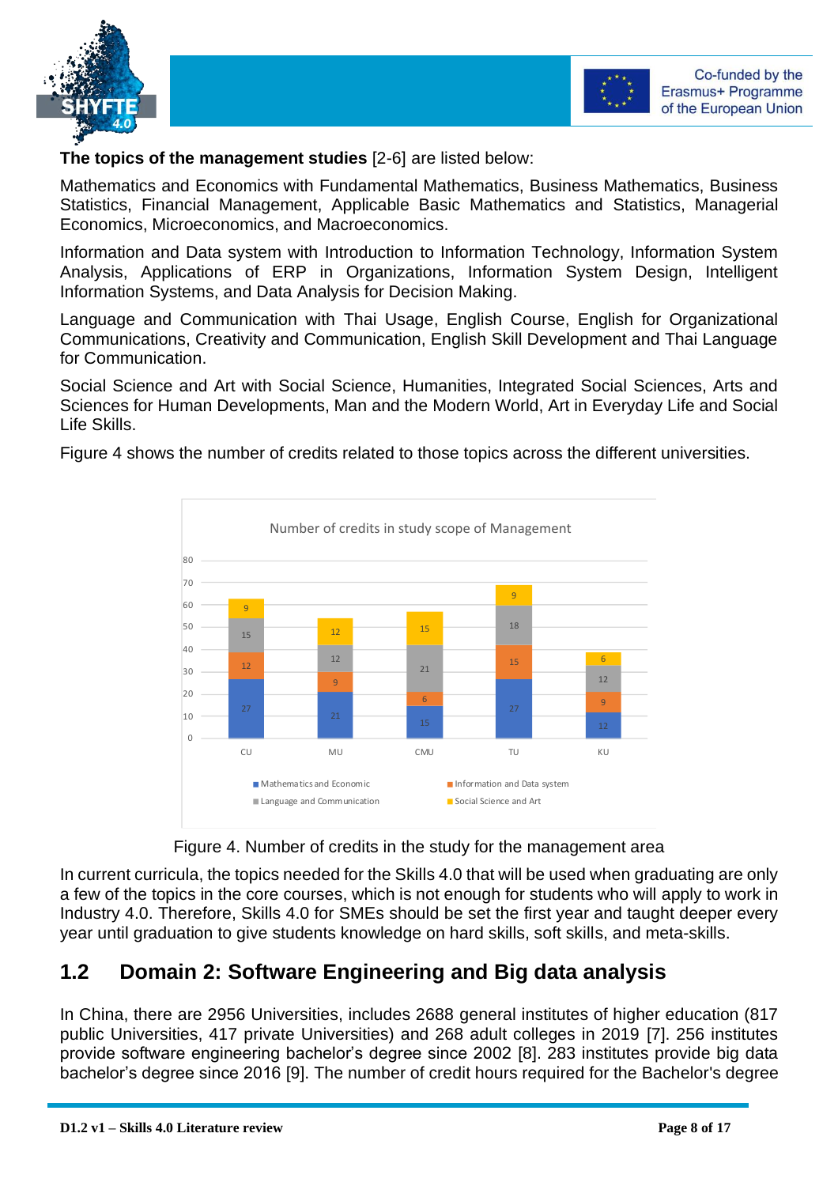**The topics of the management studies** [2-6] are listed below:

Mathematics and Economics with Fundamental Mathematics, Business Mathematics, Business Statistics, Financial Management, Applicable Basic Mathematics and Statistics, Managerial Economics, Microeconomics, and Macroeconomics.

Information and Data system with Introduction to Information Technology, Information System Analysis, Applications of ERP in Organizations, Information System Design, Intelligent Information Systems, and Data Analysis for Decision Making.

Language and Communication with Thai Usage, English Course, English for Organizational Communications, Creativity and Communication, English Skill Development and Thai Language for Communication.

Social Science and Art with Social Science, Humanities, Integrated Social Sciences, Arts and Sciences for Human Developments, Man and the Modern World, Art in Everyday Life and Social Life Skills.

Figure 4 shows the number of credits related to those topics across the different universities.

Number of credits in study scope of Management

| | CU | MU | CMU | TU | KU |
|---|---|---|---|---|---|
| Mathematics and Economic | 27 | 21 | 15 | 27 | 12 |
| Information and Data system | 12 | 9 | 6 | 15 | 9 |
| Language and Communication | 15 | 12 | 21 | 18 | 12 |
| Social Science and Art | 9 | 12 | 15 | 9 | 6 |

Figure 4. Number of credits in the study for the management area

In current curricula, the topics needed for the Skills 4.0 that will be used when graduating are only a few of the topics in the core courses, which is not enough for students who will apply to work in Industry 4.0. Therefore, Skills 4.0 for SMEs should be set the first year and taught deeper every year until graduation to give students knowledge on hard skills, soft skills, and meta-skills.

## 1.2 Domain 2: Software Engineering and Big data analysis

In China, there are 2956 Universities, includes 2688 general institutes of higher education (817 public Universities, 417 private Universities) and 268 adult colleges in 2019 [7]. 256 institutes provide software engineering bachelor's degree since 2002 [8]. 283 institutes provide big data bachelor's degree since 2016 [9]. The number of credit hours required for the Bachelor's degree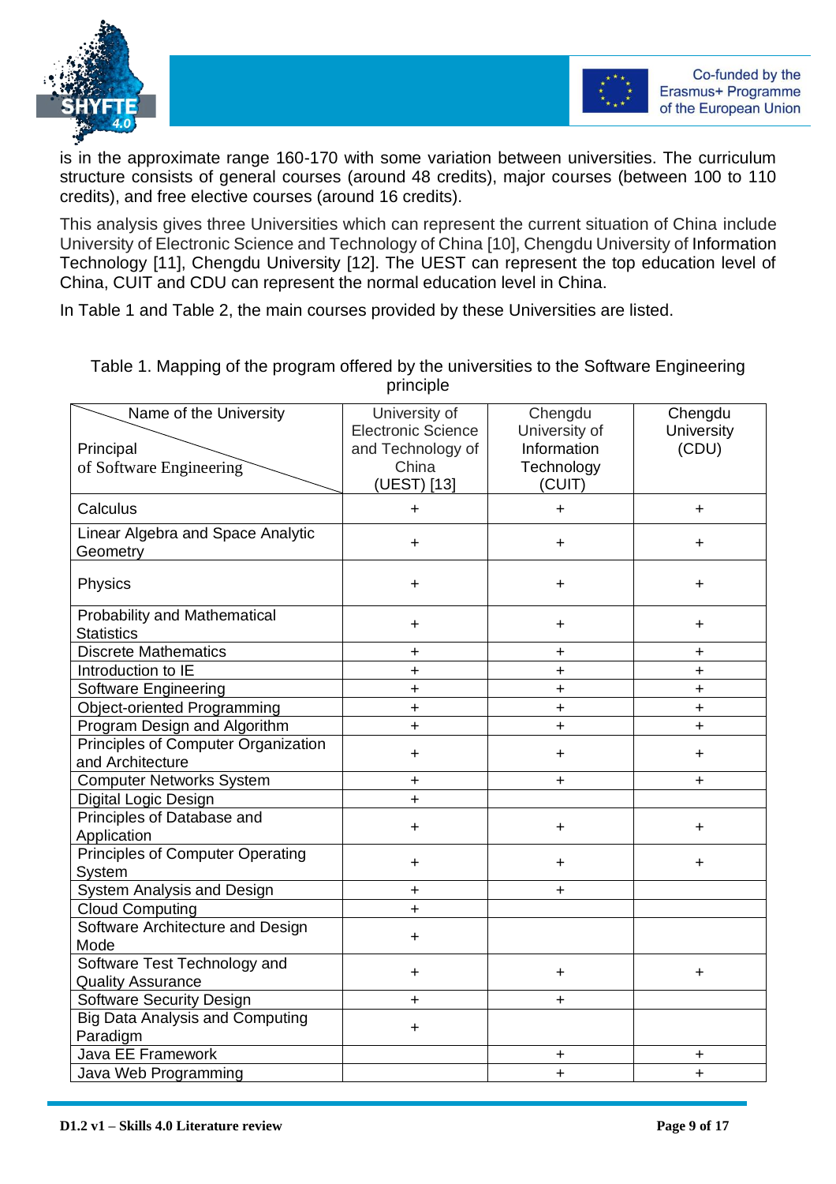is in the approximate range 160-170 with some variation between universities. The curriculum structure consists of general courses (around 48 credits), major courses (between 100 to 110 credits), and free elective courses (around 16 credits).

This analysis gives three Universities which can represent the current situation of China include University of Electronic Science and Technology of China [10], Chengdu University of Information Technology [11], Chengdu University [12]. The UEST can represent the top education level of China, CUIT and CDU can represent the normal education level in China.

In Table 1 and Table 2, the main courses provided by these Universities are listed.

Table 1. Mapping of the program offered by the universities to the Software Engineering principle

| Name of the University / Principal of Software Engineering | University of Electronic Science and Technology of China (UEST) [13] | Chengdu University of Information Technology (CUIT) | Chengdu University (CDU) |
|---|---|---|---|
| Calculus | + | + | + |
| Linear Algebra and Space Analytic Geometry | + | + | + |
| Physics | + | + | + |
| Probability and Mathematical Statistics | + | + | + |
| Discrete Mathematics | + | + | + |
| Introduction to IE | + | + | + |
| Software Engineering | + | + | + |
| Object-oriented Programming | + | + | + |
| Program Design and Algorithm | + | + | + |
| Principles of Computer Organization and Architecture | + | + | + |
| Computer Networks System | + | + | + |
| Digital Logic Design | + | | |
| Principles of Database and Application | + | + | + |
| Principles of Computer Operating System | + | + | + |
| System Analysis and Design | + | + | |
| Cloud Computing | + | | |
| Software Architecture and Design Mode | + | | |
| Software Test Technology and Quality Assurance | + | + | + |
| Software Security Design | + | + | |
| Big Data Analysis and Computing Paradigm | + | | |
| Java EE Framework | | + | + |
| Java Web Programming | | + | + |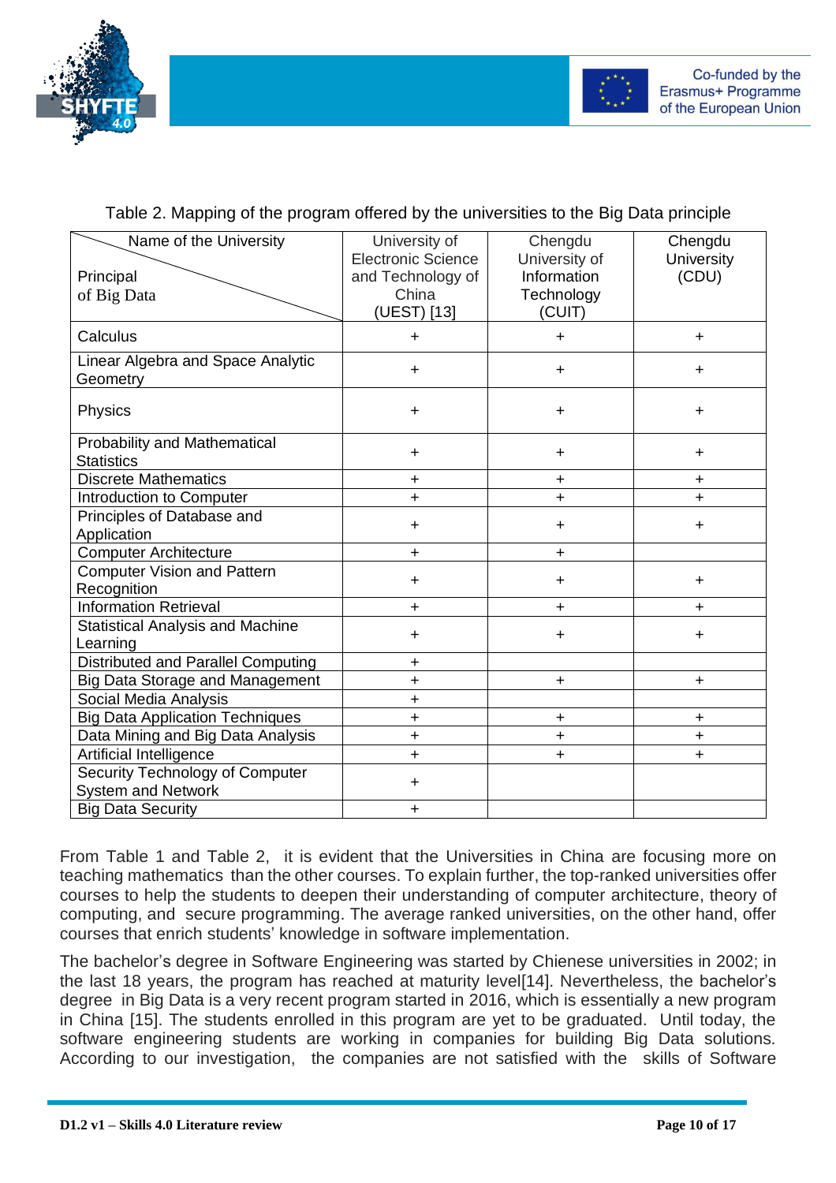Table 2. Mapping of the program offered by the universities to the Big Data principle

| Principal of Big Data / Name of the University | University of Electronic Science and Technology of China (UEST) [13] | Chengdu University of Information Technology (CUIT) | Chengdu University (CDU) |
|---|---|---|---|
| Calculus | + | + | + |
| Linear Algebra and Space Analytic Geometry | + | + | + |
| Physics | + | + | + |
| Probability and Mathematical Statistics | + | + | + |
| Discrete Mathematics | + | + | + |
| Introduction to Computer | + | + | + |
| Principles of Database and Application | + | + | + |
| Computer Architecture | + | + | |
| Computer Vision and Pattern Recognition | + | + | + |
| Information Retrieval | + | + | + |
| Statistical Analysis and Machine Learning | + | + | + |
| Distributed and Parallel Computing | + | | |
| Big Data Storage and Management | + | + | + |
| Social Media Analysis | + | | |
| Big Data Application Techniques | + | + | + |
| Data Mining and Big Data Analysis | + | + | + |
| Artificial Intelligence | + | + | + |
| Security Technology of Computer System and Network | + | | |
| Big Data Security | + | | |

From Table 1 and Table 2, it is evident that the Universities in China are focusing more on teaching mathematics than the other courses. To explain further, the top-ranked universities offer courses to help the students to deepen their understanding of computer architecture, theory of computing, and secure programming. The average ranked universities, on the other hand, offer courses that enrich students' knowledge in software implementation.

The bachelor's degree in Software Engineering was started by Chienese universities in 2002; in the last 18 years, the program has reached at maturity level[14]. Nevertheless, the bachelor's degree in Big Data is a very recent program started in 2016, which is essentially a new program in China [15]. The students enrolled in this program are yet to be graduated. Until today, the software engineering students are working in companies for building Big Data solutions. According to our investigation, the companies are not satisfied with the skills of Software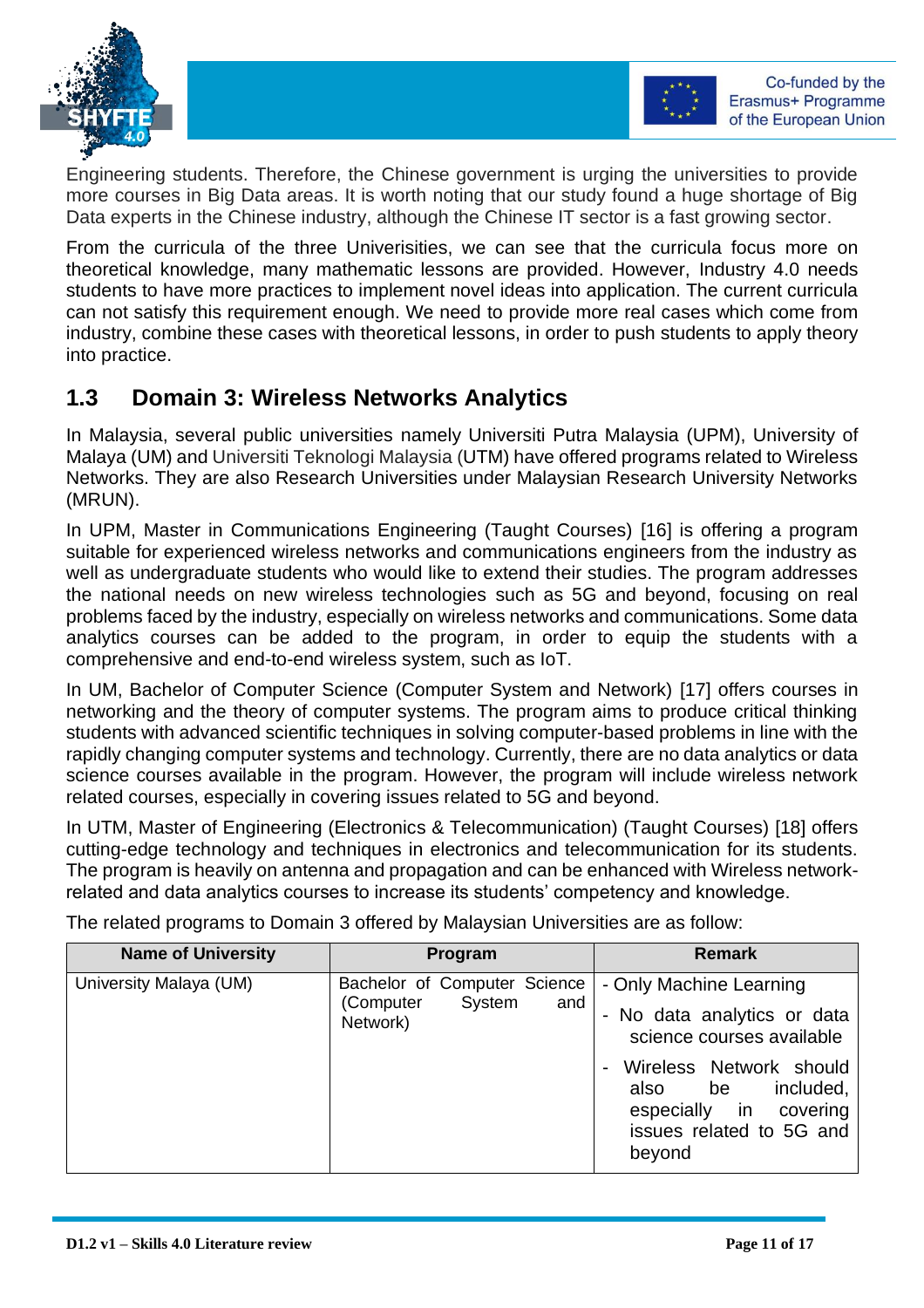Engineering students. Therefore, the Chinese government is urging the universities to provide more courses in Big Data areas. It is worth noting that our study found a huge shortage of Big Data experts in the Chinese industry, although the Chinese IT sector is a fast growing sector.

From the curricula of the three Univerisities, we can see that the curricula focus more on theoretical knowledge, many mathematic lessons are provided. However, Industry 4.0 needs students to have more practices to implement novel ideas into application. The current curricula can not satisfy this requirement enough. We need to provide more real cases which come from industry, combine these cases with theoretical lessons, in order to push students to apply theory into practice.

## 1.3 Domain 3: Wireless Networks Analytics

In Malaysia, several public universities namely Universiti Putra Malaysia (UPM), University of Malaya (UM) and Universiti Teknologi Malaysia (UTM) have offered programs related to Wireless Networks. They are also Research Universities under Malaysian Research University Networks (MRUN).

In UPM, Master in Communications Engineering (Taught Courses) [16] is offering a program suitable for experienced wireless networks and communications engineers from the industry as well as undergraduate students who would like to extend their studies. The program addresses the national needs on new wireless technologies such as 5G and beyond, focusing on real problems faced by the industry, especially on wireless networks and communications. Some data analytics courses can be added to the program, in order to equip the students with a comprehensive and end-to-end wireless system, such as IoT.

In UM, Bachelor of Computer Science (Computer System and Network) [17] offers courses in networking and the theory of computer systems. The program aims to produce critical thinking students with advanced scientific techniques in solving computer-based problems in line with the rapidly changing computer systems and technology. Currently, there are no data analytics or data science courses available in the program. However, the program will include wireless network related courses, especially in covering issues related to 5G and beyond.

In UTM, Master of Engineering (Electronics & Telecommunication) (Taught Courses) [18] offers cutting-edge technology and techniques in electronics and telecommunication for its students. The program is heavily on antenna and propagation and can be enhanced with Wireless network-related and data analytics courses to increase its students' competency and knowledge.

The related programs to Domain 3 offered by Malaysian Universities are as follow:

| Name of University | Program | Remark |
| --- | --- | --- |
| University Malaya (UM) | Bachelor of Computer Science (Computer System and Network) | - Only Machine Learning<br>- No data analytics or data science courses available<br>- Wireless Network should also be included, especially in covering issues related to 5G and beyond |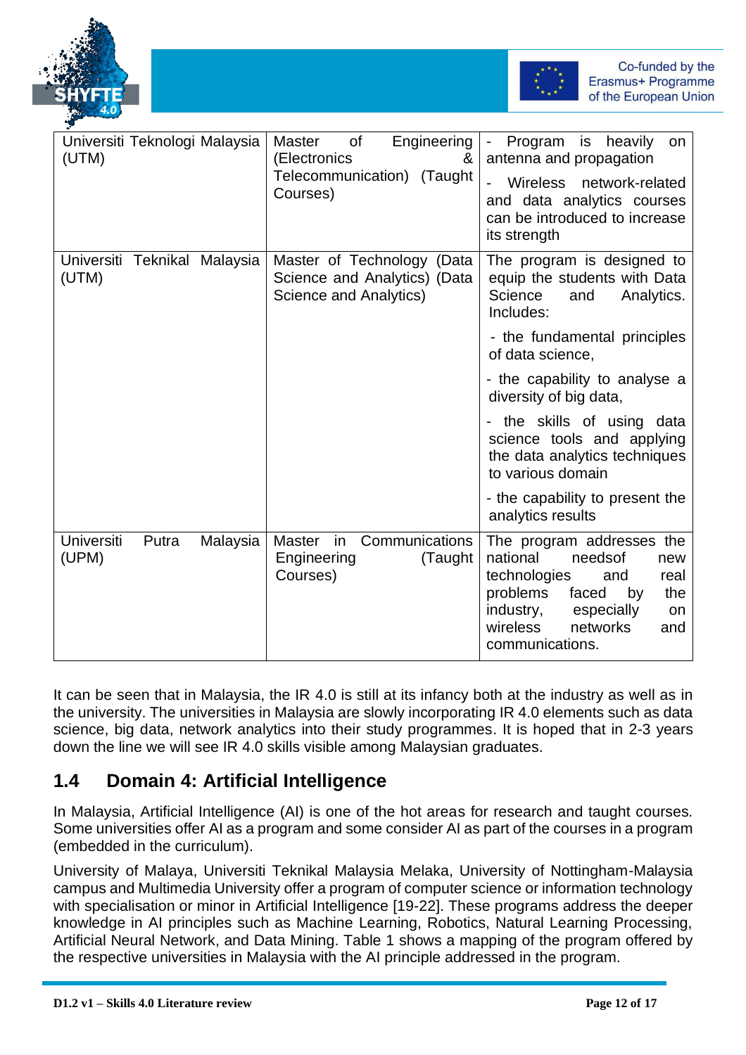| | | |
|---|---|---|
| Universiti Teknologi Malaysia (UTM) | Master of Engineering (Electronics & Telecommunication) (Taught Courses) | - Program is heavily on antenna and propagation<br>- Wireless network-related and data analytics courses can be introduced to increase its strength |
| Universiti Teknikal Malaysia (UTM) | Master of Technology (Data Science and Analytics) (Data Science and Analytics) | The program is designed to equip the students with Data Science and Analytics. Includes:<br>- the fundamental principles of data science,<br>- the capability to analyse a diversity of big data,<br>- the skills of using data science tools and applying the data analytics techniques to various domain<br>- the capability to present the analytics results |
| Universiti Putra Malaysia (UPM) | Master in Communications Engineering (Taught Courses) | The program addresses the national needsof new technologies and real problems faced by the industry, especially on wireless networks and communications. |

It can be seen that in Malaysia, the IR 4.0 is still at its infancy both at the industry as well as in the university. The universities in Malaysia are slowly incorporating IR 4.0 elements such as data science, big data, network analytics into their study programmes. It is hoped that in 2-3 years down the line we will see IR 4.0 skills visible among Malaysian graduates.

## 1.4 Domain 4: Artificial Intelligence

In Malaysia, Artificial Intelligence (AI) is one of the hot areas for research and taught courses. Some universities offer AI as a program and some consider AI as part of the courses in a program (embedded in the curriculum).

University of Malaya, Universiti Teknikal Malaysia Melaka, University of Nottingham-Malaysia campus and Multimedia University offer a program of computer science or information technology with specialisation or minor in Artificial Intelligence [19-22]. These programs address the deeper knowledge in AI principles such as Machine Learning, Robotics, Natural Learning Processing, Artificial Neural Network, and Data Mining. Table 1 shows a mapping of the program offered by the respective universities in Malaysia with the AI principle addressed in the program.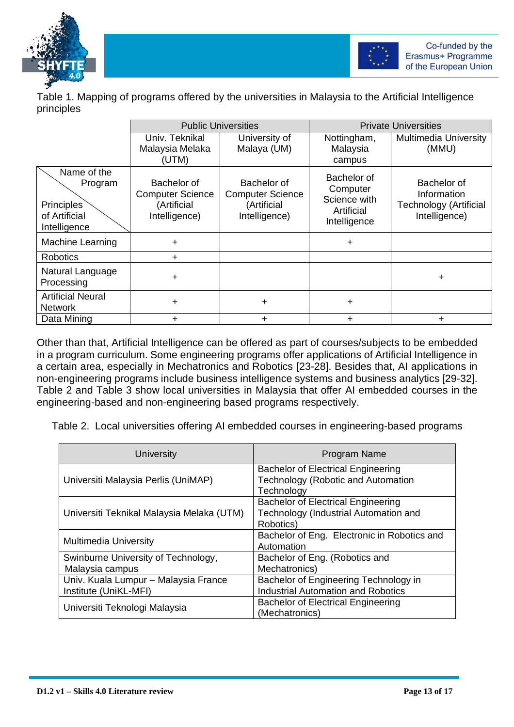Table 1. Mapping of programs offered by the universities in Malaysia to the Artificial Intelligence principles

| | Public Universities | | Private Universities | |
|---|---|---|---|---|
| | Univ. Teknikal Malaysia Melaka (UTM) | University of Malaya (UM) | Nottingham, Malaysia campus | Multimedia University (MMU) |
| Name of the Program / Principles of Artificial Intelligence | Bachelor of Computer Science (Artificial Intelligence) | Bachelor of Computer Science (Artificial Intelligence) | Bachelor of Computer Science with Artificial Intelligence | Bachelor of Information Technology (Artificial Intelligence) |
| Machine Learning | + | | + | |
| Robotics | + | | | |
| Natural Language Processing | + | | | + |
| Artificial Neural Network | + | + | + | |
| Data Mining | + | + | + | + |

Other than that, Artificial Intelligence can be offered as part of courses/subjects to be embedded in a program curriculum. Some engineering programs offer applications of Artificial Intelligence in a certain area, especially in Mechatronics and Robotics [23-28]. Besides that, AI applications in non-engineering programs include business intelligence systems and business analytics [29-32]. Table 2 and Table 3 show local universities in Malaysia that offer AI embedded courses in the engineering-based and non-engineering based programs respectively.

Table 2. Local universities offering AI embedded courses in engineering-based programs

| University | Program Name |
|---|---|
| Universiti Malaysia Perlis (UniMAP) | Bachelor of Electrical Engineering Technology (Robotic and Automation Technology |
| Universiti Teknikal Malaysia Melaka (UTM) | Bachelor of Electrical Engineering Technology (Industrial Automation and Robotics) |
| Multimedia University | Bachelor of Eng. Electronic in Robotics and Automation |
| Swinburne University of Technology, Malaysia campus | Bachelor of Eng. (Robotics and Mechatronics) |
| Univ. Kuala Lumpur – Malaysia France Institute (UniKL-MFI) | Bachelor of Engineering Technology in Industrial Automation and Robotics |
| Universiti Teknologi Malaysia | Bachelor of Electrical Engineering (Mechatronics) |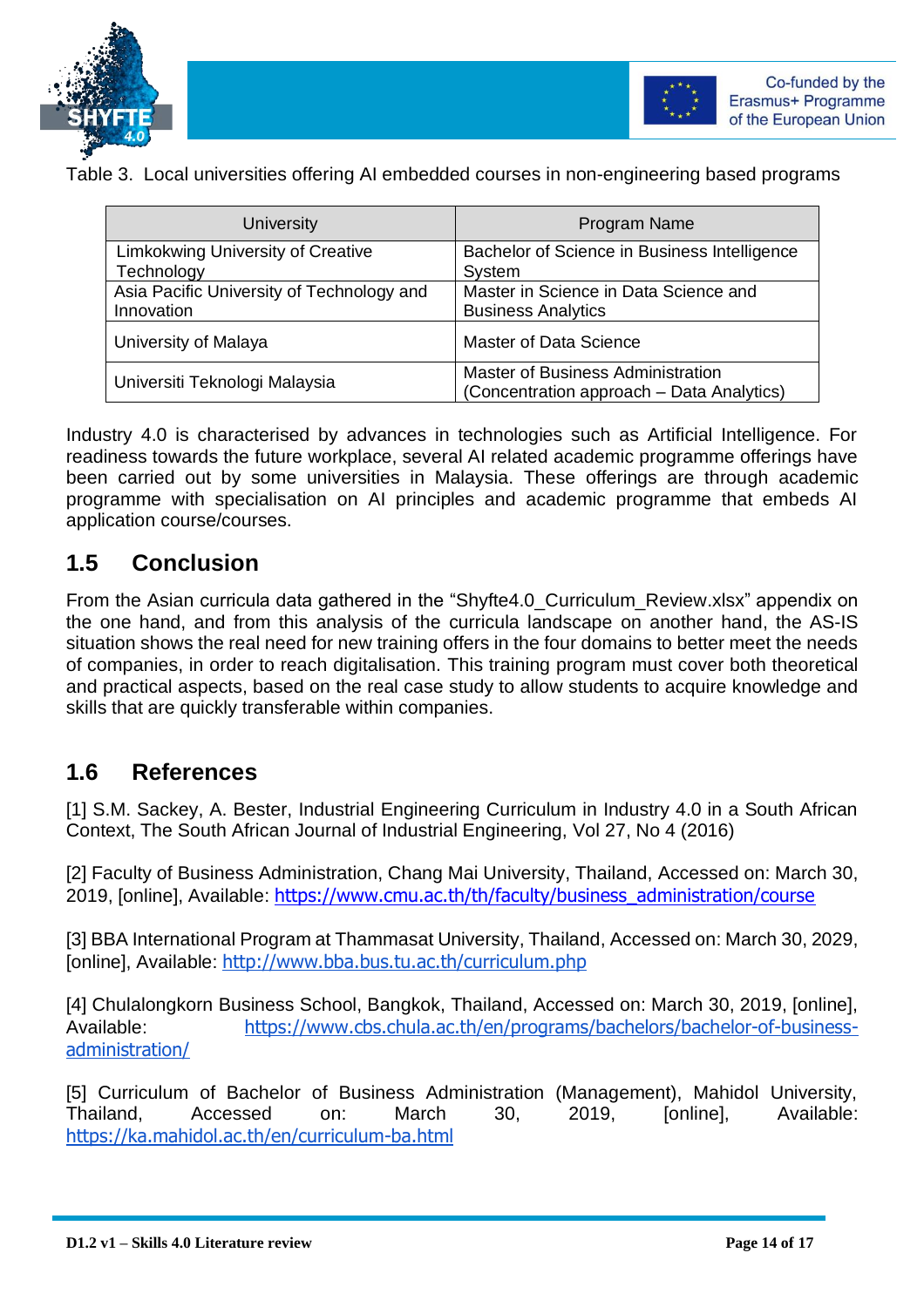Table 3. Local universities offering AI embedded courses in non-engineering based programs

| University | Program Name |
| --- | --- |
| Limkokwing University of Creative Technology | Bachelor of Science in Business Intelligence System |
| Asia Pacific University of Technology and Innovation | Master in Science in Data Science and Business Analytics |
| University of Malaya | Master of Data Science |
| Universiti Teknologi Malaysia | Master of Business Administration (Concentration approach – Data Analytics) |

Industry 4.0 is characterised by advances in technologies such as Artificial Intelligence. For readiness towards the future workplace, several AI related academic programme offerings have been carried out by some universities in Malaysia. These offerings are through academic programme with specialisation on AI principles and academic programme that embeds AI application course/courses.

## 1.5 Conclusion

From the Asian curricula data gathered in the "Shyfte4.0_Curriculum_Review.xlsx" appendix on the one hand, and from this analysis of the curricula landscape on another hand, the AS-IS situation shows the real need for new training offers in the four domains to better meet the needs of companies, in order to reach digitalisation. This training program must cover both theoretical and practical aspects, based on the real case study to allow students to acquire knowledge and skills that are quickly transferable within companies.

## 1.6 References

[1] S.M. Sackey, A. Bester, Industrial Engineering Curriculum in Industry 4.0 in a South African Context, The South African Journal of Industrial Engineering, Vol 27, No 4 (2016)

[2] Faculty of Business Administration, Chang Mai University, Thailand, Accessed on: March 30, 2019, [online], Available: https://www.cmu.ac.th/th/faculty/business_administration/course

[3] BBA International Program at Thammasat University, Thailand, Accessed on: March 30, 2029, [online], Available: http://www.bba.bus.tu.ac.th/curriculum.php

[4] Chulalongkorn Business School, Bangkok, Thailand, Accessed on: March 30, 2019, [online], Available: https://www.cbs.chula.ac.th/en/programs/bachelors/bachelor-of-business-administration/

[5] Curriculum of Bachelor of Business Administration (Management), Mahidol University, Thailand, Accessed on: March 30, 2019, [online], Available: https://ka.mahidol.ac.th/en/curriculum-ba.html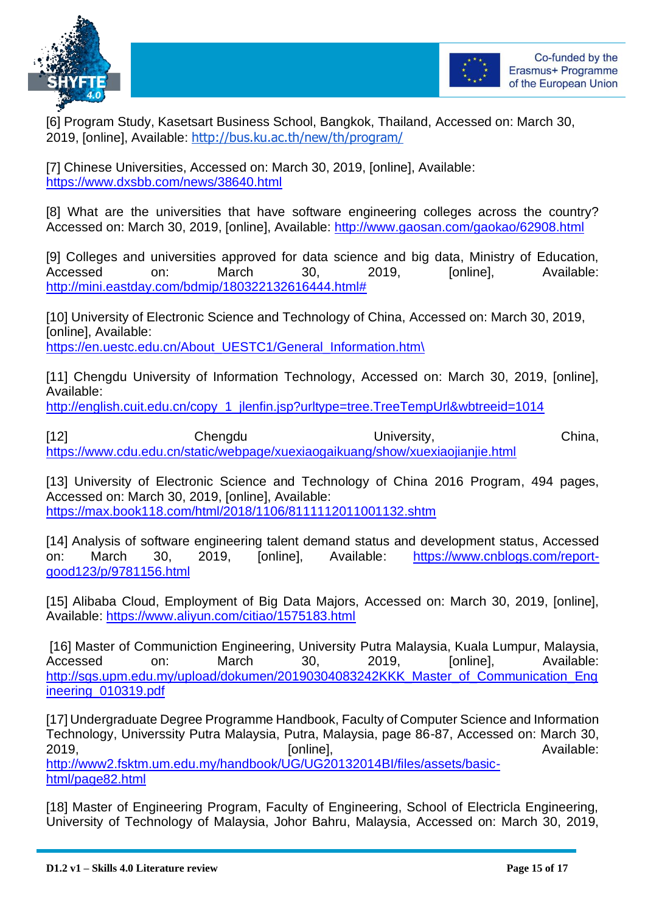[6] Program Study, Kasetsart Business School, Bangkok, Thailand, Accessed on: March 30, 2019, [online], Available: http://bus.ku.ac.th/new/th/program/

[7] Chinese Universities, Accessed on: March 30, 2019, [online], Available: https://www.dxsbb.com/news/38640.html

[8] What are the universities that have software engineering colleges across the country? Accessed on: March 30, 2019, [online], Available: http://www.gaosan.com/gaokao/62908.html

[9] Colleges and universities approved for data science and big data, Ministry of Education, Accessed on: March 30, 2019, [online], Available: http://mini.eastday.com/bdmip/180322132616444.html#

[10] University of Electronic Science and Technology of China, Accessed on: March 30, 2019, [online], Available: https://en.uestc.edu.cn/About_UESTC1/General_Information.htm\

[11] Chengdu University of Information Technology, Accessed on: March 30, 2019, [online], Available: http://english.cuit.edu.cn/copy_1_jlenfin.jsp?urltype=tree.TreeTempUrl&wbtreeid=1014

[12] Chengdu University, China, https://www.cdu.edu.cn/static/webpage/xuexiaogaikuang/show/xuexiaojianjie.html

[13] University of Electronic Science and Technology of China 2016 Program, 494 pages, Accessed on: March 30, 2019, [online], Available: https://max.book118.com/html/2018/1106/8111112011001132.shtm

[14] Analysis of software engineering talent demand status and development status, Accessed on: March 30, 2019, [online], Available: https://www.cnblogs.com/report-good123/p/9781156.html

[15] Alibaba Cloud, Employment of Big Data Majors, Accessed on: March 30, 2019, [online], Available: https://www.aliyun.com/citiao/1575183.html

[16] Master of Communiction Engineering, University Putra Malaysia, Kuala Lumpur, Malaysia, Accessed on: March 30, 2019, [online], Available: http://sgs.upm.edu.my/upload/dokumen/20190304083242KKK_Master_of_Communication_Engineering_010319.pdf

[17] Undergraduate Degree Programme Handbook, Faculty of Computer Science and Information Technology, Universsity Putra Malaysia, Putra, Malaysia, page 86-87, Accessed on: March 30, 2019, [online], Available: http://www2.fsktm.um.edu.my/handbook/UG/UG20132014BI/files/assets/basic-html/page82.html

[18] Master of Engineering Program, Faculty of Engineering, School of Electricla Engineering, University of Technology of Malaysia, Johor Bahru, Malaysia, Accessed on: March 30, 2019,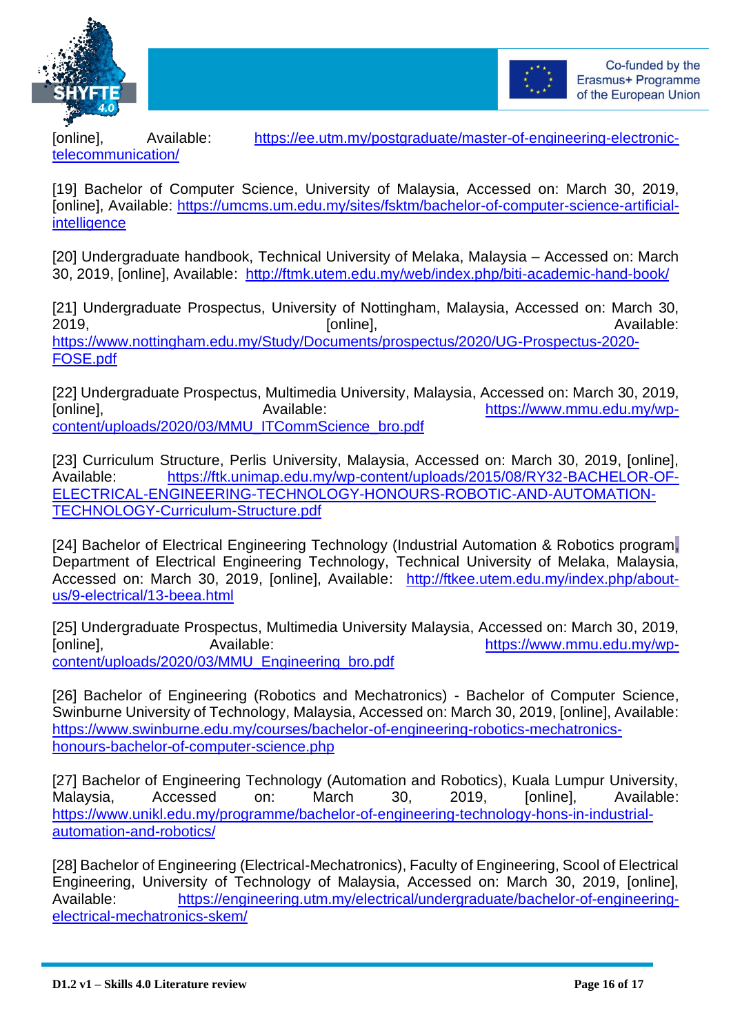[online], Available: https://ee.utm.my/postgraduate/master-of-engineering-electronic-telecommunication/

[19] Bachelor of Computer Science, University of Malaysia, Accessed on: March 30, 2019, [online], Available: https://umcms.um.edu.my/sites/fsktm/bachelor-of-computer-science-artificial-intelligence

[20] Undergraduate handbook, Technical University of Melaka, Malaysia – Accessed on: March 30, 2019, [online], Available: http://ftmk.utem.edu.my/web/index.php/biti-academic-hand-book/

[21] Undergraduate Prospectus, University of Nottingham, Malaysia, Accessed on: March 30, 2019, [online], Available: https://www.nottingham.edu.my/Study/Documents/prospectus/2020/UG-Prospectus-2020-FOSE.pdf

[22] Undergraduate Prospectus, Multimedia University, Malaysia, Accessed on: March 30, 2019, [online], Available: https://www.mmu.edu.my/wp-content/uploads/2020/03/MMU_ITCommScience_bro.pdf

[23] Curriculum Structure, Perlis University, Malaysia, Accessed on: March 30, 2019, [online], Available: https://ftk.unimap.edu.my/wp-content/uploads/2015/08/RY32-BACHELOR-OF-ELECTRICAL-ENGINEERING-TECHNOLOGY-HONOURS-ROBOTIC-AND-AUTOMATION-TECHNOLOGY-Curriculum-Structure.pdf

[24] Bachelor of Electrical Engineering Technology (Industrial Automation & Robotics program, Department of Electrical Engineering Technology, Technical University of Melaka, Malaysia, Accessed on: March 30, 2019, [online], Available: http://ftkee.utem.edu.my/index.php/about-us/9-electrical/13-beea.html

[25] Undergraduate Prospectus, Multimedia University Malaysia, Accessed on: March 30, 2019, [online], Available: https://www.mmu.edu.my/wp-content/uploads/2020/03/MMU_Engineering_bro.pdf

[26] Bachelor of Engineering (Robotics and Mechatronics) - Bachelor of Computer Science, Swinburne University of Technology, Malaysia, Accessed on: March 30, 2019, [online], Available: https://www.swinburne.edu.my/courses/bachelor-of-engineering-robotics-mechatronics-honours-bachelor-of-computer-science.php

[27] Bachelor of Engineering Technology (Automation and Robotics), Kuala Lumpur University, Malaysia, Accessed on: March 30, 2019, [online], Available: https://www.unikl.edu.my/programme/bachelor-of-engineering-technology-hons-in-industrial-automation-and-robotics/

[28] Bachelor of Engineering (Electrical-Mechatronics), Faculty of Engineering, Scool of Electrical Engineering, University of Technology of Malaysia, Accessed on: March 30, 2019, [online], Available: https://engineering.utm.my/electrical/undergraduate/bachelor-of-engineering-electrical-mechatronics-skem/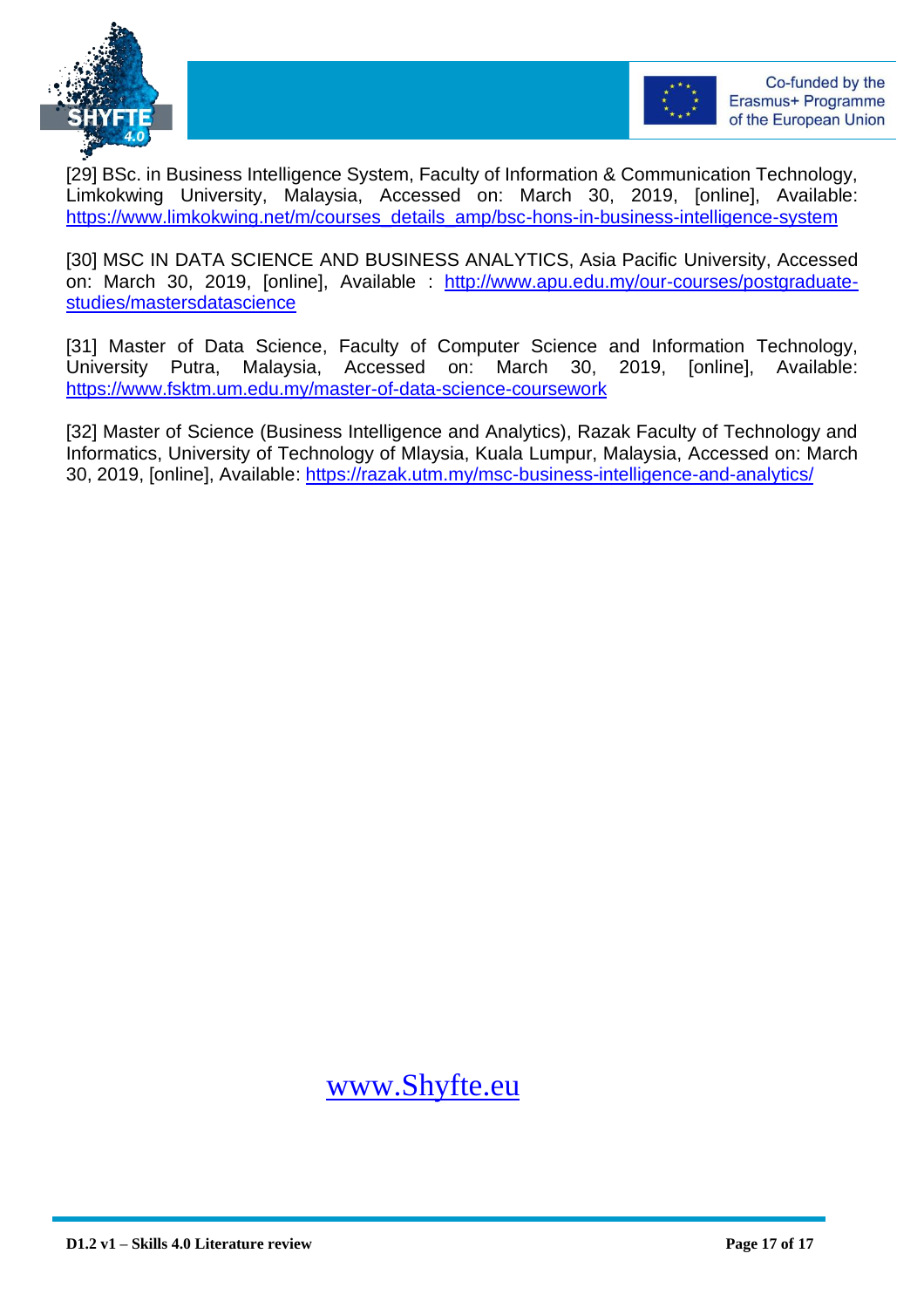[29] BSc. in Business Intelligence System, Faculty of Information & Communication Technology, Limkokwing University, Malaysia, Accessed on: March 30, 2019, [online], Available: https://www.limkokwing.net/m/courses_details_amp/bsc-hons-in-business-intelligence-system

[30] MSC IN DATA SCIENCE AND BUSINESS ANALYTICS, Asia Pacific University, Accessed on: March 30, 2019, [online], Available : http://www.apu.edu.my/our-courses/postgraduate-studies/mastersdatascience

[31] Master of Data Science, Faculty of Computer Science and Information Technology, University Putra, Malaysia, Accessed on: March 30, 2019, [online], Available: https://www.fsktm.um.edu.my/master-of-data-science-coursework

[32] Master of Science (Business Intelligence and Analytics), Razak Faculty of Technology and Informatics, University of Technology of Mlaysia, Kuala Lumpur, Malaysia, Accessed on: March 30, 2019, [online], Available: https://razak.utm.my/msc-business-intelligence-and-analytics/

www.Shyfte.eu